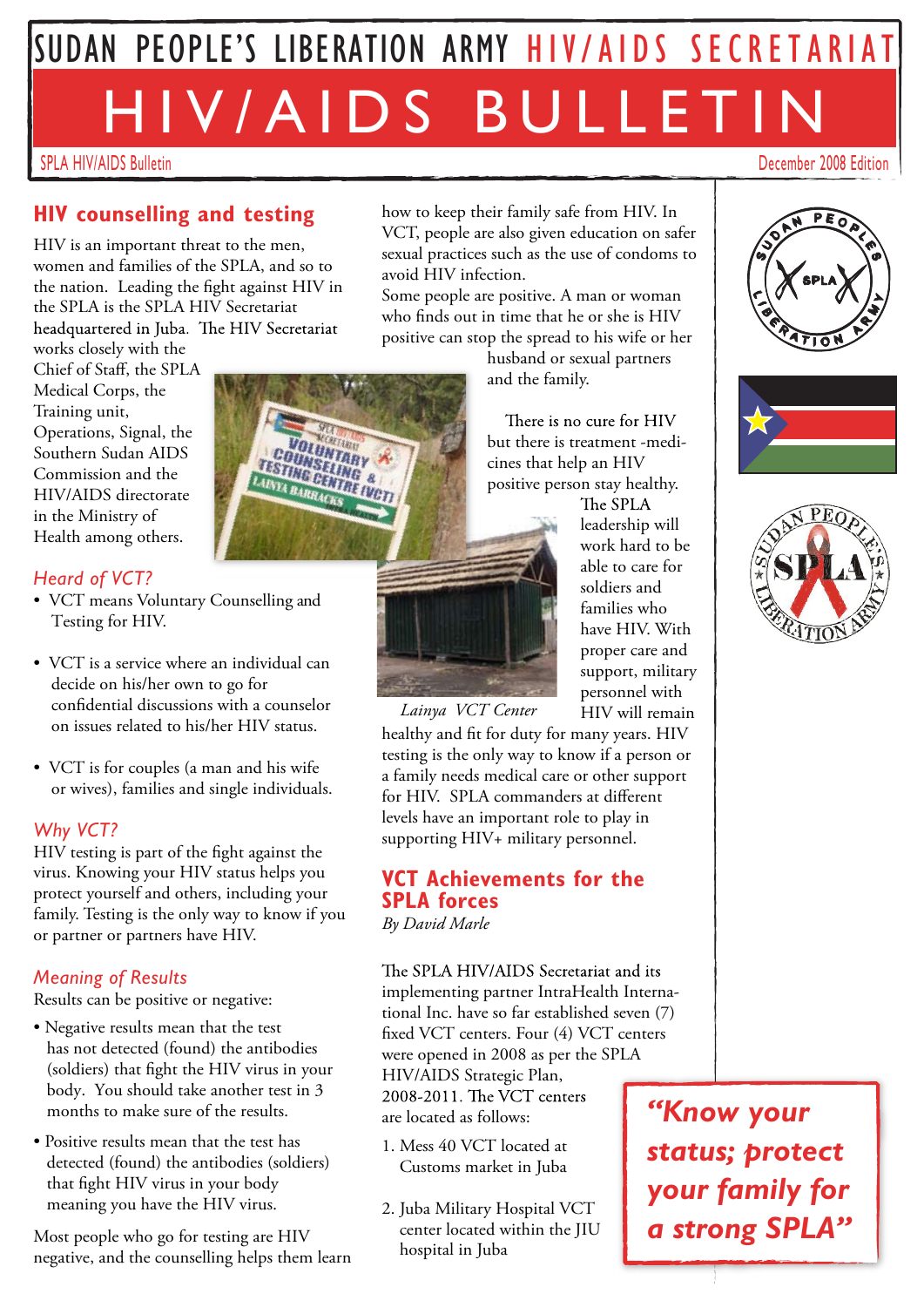# SUDAN PEOPLE'S LIBERATION ARMY HIV/AIDS SECRETARIAT

# HIV/AIDS BULLETIN

SPLA HIV/AIDS Bulletin — December 2008 Edition

## HIV counselling and testing

HIV is an important threat to the men, women and families of the SPLA, and so to the nation. Leading the fight against HIV in the SPLA is the SPLA HIV Secretariat headquartered in Juba. The HIV Secretariat works closely with the Chief of Staff, the SPLA Medical Corps, the Training unit, Operations, Signal, the Southern Sudan AIDS Commission and the HIV/AIDS directorate in the Ministry of Health among others.

### *Heard of VCT?*

- VCT means Voluntary Counselling and Testing for HIV.
- VCT is a service where an individual can decide on his/her own to go for confidential discussions with a counselor on issues related to his/her HIV status.
- VCT is for couples (a man and his wife or wives), families and single individuals.

### *Why VCT?*

HIV testing is part of the fight against the virus. Knowing your HIV status helps you protect yourself and others, including your family. Testing is the only way to know if you or partner or partners have HIV.

### *Meaning of Results*

Results can be positive or negative:

- Negative results mean that the test has not detected (found) the antibodies (soldiers) that fight the HIV virus in your body. You should take another test in 3 months to make sure of the results.
- Positive results mean that the test has detected (found) the antibodies (soldiers) that fight HIV virus in your body meaning you have the HIV virus.

Most people who go for testing are HIV negative, and the counselling helps them learn how to keep their family safe from HIV. In VCT, people are also given education on safer sexual practices such as the use of condoms to avoid HIV infection.

Some people are positive. A man or woman who finds out in time that he or she is HIV positive can stop the spread to his wife or her husband or sexual partners and the family.

There is no cure for HIV but there is treatment -medicines that help an HIV positive person stay healthy. The SPLA leadership will work hard to be able to care for soldiers and families who have HIV. With proper care and support, military personnel with HIV will remain healthy and fit for duty for many years. HIV testing is the only way to know if a person or a family needs medical care or other support for HIV. SPLA commanders at different levels have an important role to play in supporting HIV+ military personnel.

*Lainya VCT Center*

## VCT Achievements for the SPLA forces

*By David Marle*

The SPLA HIV/AIDS Secretariat and its implementing partner IntraHealth International Inc. have so far established seven (7) fixed VCT centers. Four (4) VCT centers were opened in 2008 as per the SPLA HIV/AIDS Strategic Plan, 2008-2011. The VCT centers are located as follows:

1. Mess 40 VCT located at Customs market in Juba
2. Juba Military Hospital VCT center located within the JIU hospital in Juba

***"Know your status; protect your family for a strong SPLA"***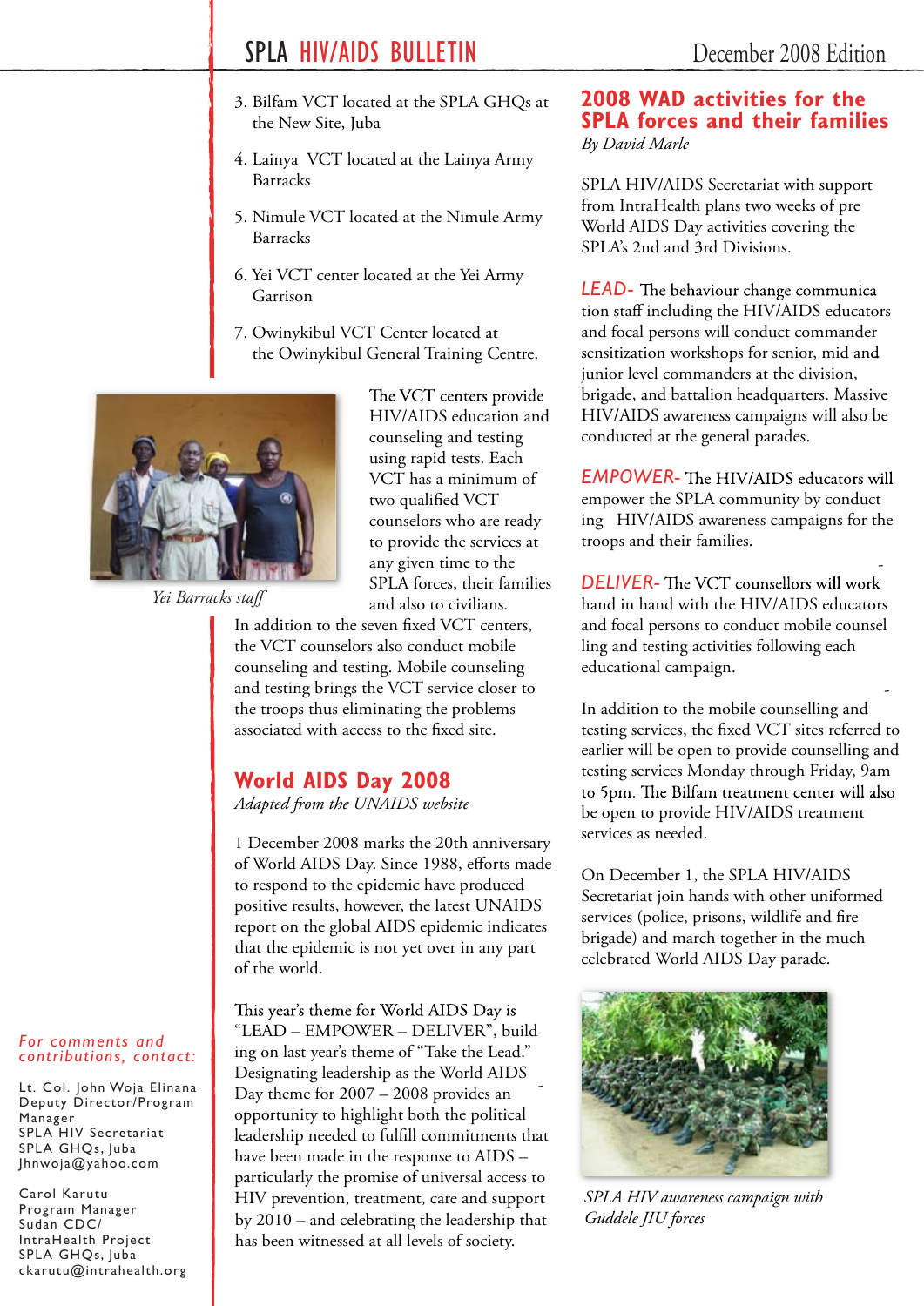3. Bilfam VCT located at the SPLA GHQs at the New Site, Juba

4. Lainya VCT located at the Lainya Army Barracks

5. Nimule VCT located at the Nimule Army Barracks

6. Yei VCT center located at the Yei Army Garrison

7. Owinykibul VCT Center located at the Owinykibul General Training Centre.

*Yei Barracks staff*

The VCT centers provide HIV/AIDS education and counseling and testing using rapid tests. Each VCT has a minimum of two qualified VCT counselors who are ready to provide the services at any given time to the SPLA forces, their families and also to civilians.

In addition to the seven fixed VCT centers, the VCT counselors also conduct mobile counseling and testing. Mobile counseling and testing brings the VCT service closer to the troops thus eliminating the problems associated with access to the fixed site.

## World AIDS Day 2008

*Adapted from the UNAIDS website*

1 December 2008 marks the 20th anniversary of World AIDS Day. Since 1988, efforts made to respond to the epidemic have produced positive results, however, the latest UNAIDS report on the global AIDS epidemic indicates that the epidemic is not yet over in any part of the world.

This year's theme for World AIDS Day is "LEAD – EMPOWER – DELIVER", building on last year's theme of "Take the Lead." Designating leadership as the World AIDS Day theme for 2007 – 2008 provides an opportunity to highlight both the political leadership needed to fulfill commitments that have been made in the response to AIDS – particularly the promise of universal access to HIV prevention, treatment, care and support by 2010 – and celebrating the leadership that has been witnessed at all levels of society.

## 2008 WAD activities for the SPLA forces and their families

*By David Marle*

SPLA HIV/AIDS Secretariat with support from IntraHealth plans two weeks of pre World AIDS Day activities covering the SPLA's 2nd and 3rd Divisions.

*LEAD-* The behaviour change communication staff including the HIV/AIDS educators and focal persons will conduct commander sensitization workshops for senior, mid and junior level commanders at the division, brigade, and battalion headquarters. Massive HIV/AIDS awareness campaigns will also be conducted at the general parades.

*EMPOWER-* The HIV/AIDS educators will empower the SPLA community by conducting HIV/AIDS awareness campaigns for the troops and their families.

*DELIVER-* The VCT counsellors will work hand in hand with the HIV/AIDS educators and focal persons to conduct mobile counselling and testing activities following each educational campaign.

In addition to the mobile counselling and testing services, the fixed VCT sites referred to earlier will be open to provide counselling and testing services Monday through Friday, 9am to 5pm. The Bilfam treatment center will also be open to provide HIV/AIDS treatment services as needed.

On December 1, the SPLA HIV/AIDS Secretariat join hands with other uniformed services (police, prisons, wildlife and fire brigade) and march together in the much celebrated World AIDS Day parade.

*SPLA HIV awareness campaign with Guddele JIU forces*

*For comments and contributions, contact:*

Lt. Col. John Woja Elinana
Deputy Director/Program Manager
SPLA HIV Secretariat
SPLA GHQs, Juba
Jhnwoja@yahoo.com

Carol Karutu
Program Manager
Sudan CDC/
IntraHealth Project
SPLA GHQs, Juba
ckarutu@intrahealth.org